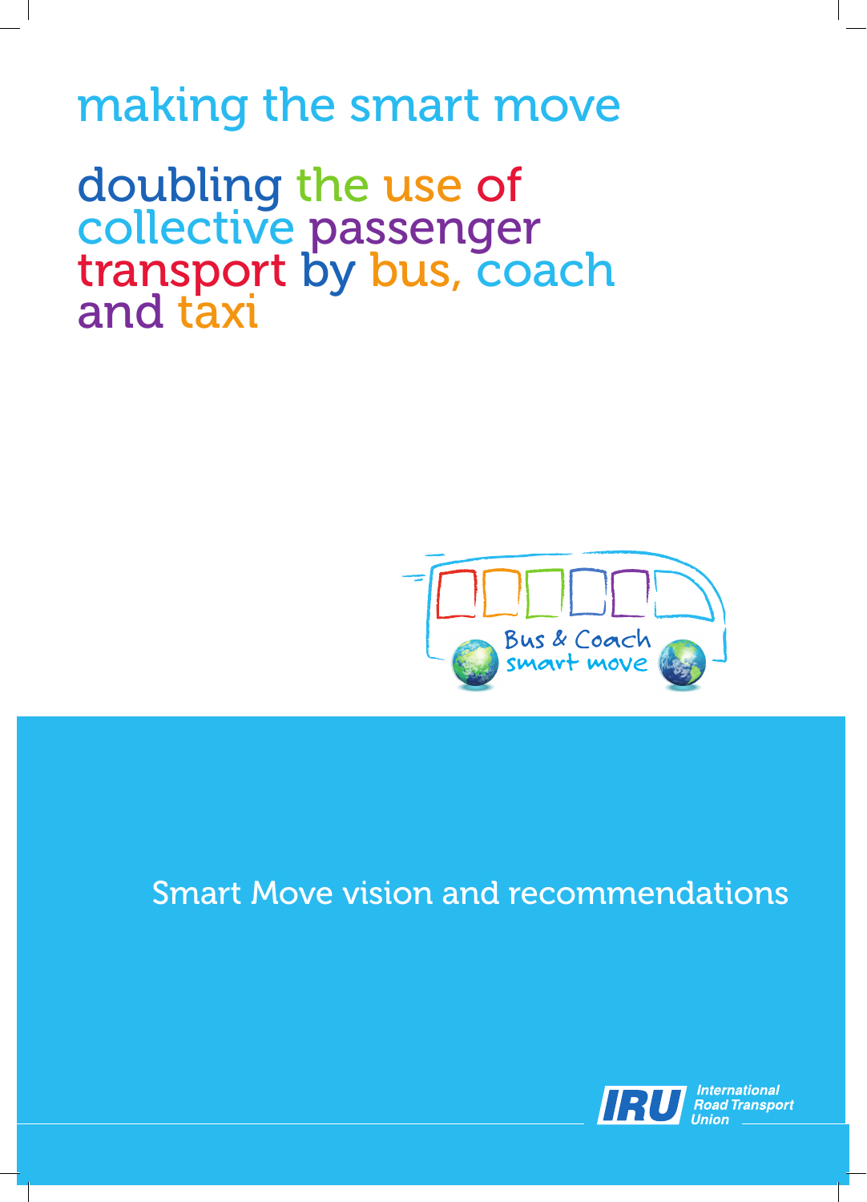# making the smart move

## doubling the use of collective passenger transport by bus, coach and taxi

Bus & Coach smart move

Smart Move vision and recommendations

IRU International Road Transport Union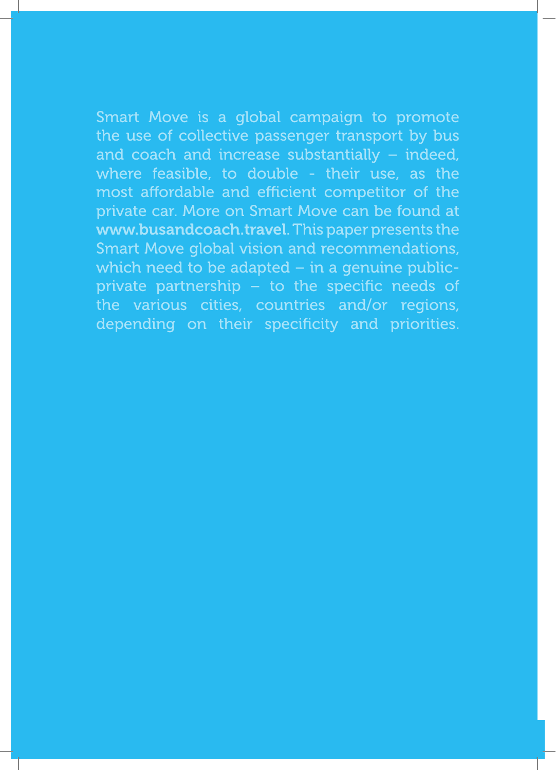Smart Move is a global campaign to promote the use of collective passenger transport by bus and coach and increase substantially – indeed, where feasible, to double - their use, as the most affordable and efficient competitor of the private car. More on Smart Move can be found at **www.busandcoach.travel**. This paper presents the Smart Move global vision and recommendations, which need to be adapted – in a genuine public-private partnership – to the specific needs of the various cities, countries and/or regions, depending on their specificity and priorities.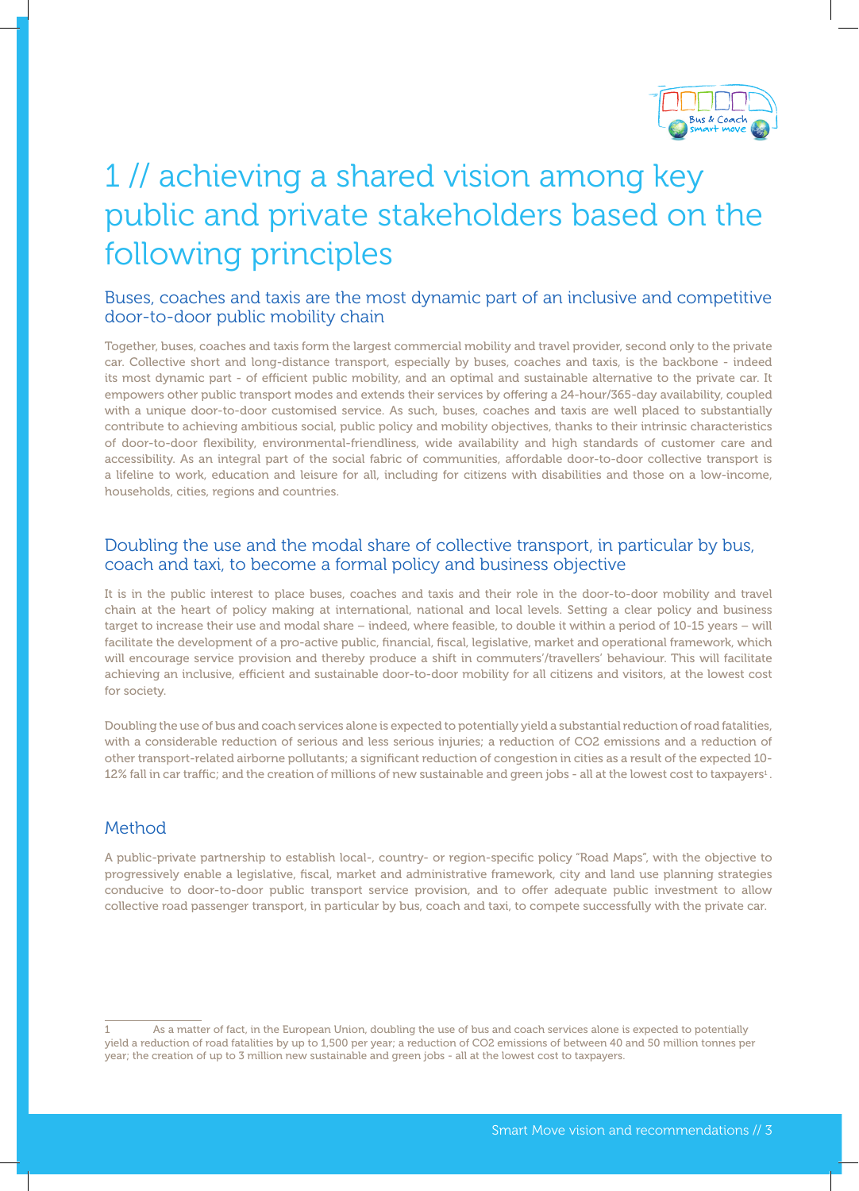# 1 // achieving a shared vision among key public and private stakeholders based on the following principles

## Buses, coaches and taxis are the most dynamic part of an inclusive and competitive door-to-door public mobility chain

Together, buses, coaches and taxis form the largest commercial mobility and travel provider, second only to the private car. Collective short and long-distance transport, especially by buses, coaches and taxis, is the backbone - indeed its most dynamic part - of efficient public mobility, and an optimal and sustainable alternative to the private car. It empowers other public transport modes and extends their services by offering a 24-hour/365-day availability, coupled with a unique door-to-door customised service. As such, buses, coaches and taxis are well placed to substantially contribute to achieving ambitious social, public policy and mobility objectives, thanks to their intrinsic characteristics of door-to-door flexibility, environmental-friendliness, wide availability and high standards of customer care and accessibility. As an integral part of the social fabric of communities, affordable door-to-door collective transport is a lifeline to work, education and leisure for all, including for citizens with disabilities and those on a low-income, households, cities, regions and countries.

## Doubling the use and the modal share of collective transport, in particular by bus, coach and taxi, to become a formal policy and business objective

It is in the public interest to place buses, coaches and taxis and their role in the door-to-door mobility and travel chain at the heart of policy making at international, national and local levels. Setting a clear policy and business target to increase their use and modal share – indeed, where feasible, to double it within a period of 10-15 years – will facilitate the development of a pro-active public, financial, fiscal, legislative, market and operational framework, which will encourage service provision and thereby produce a shift in commuters'/travellers' behaviour. This will facilitate achieving an inclusive, efficient and sustainable door-to-door mobility for all citizens and visitors, at the lowest cost for society.

Doubling the use of bus and coach services alone is expected to potentially yield a substantial reduction of road fatalities, with a considerable reduction of serious and less serious injuries; a reduction of $CO_2$ emissions and a reduction of other transport-related airborne pollutants; a significant reduction of congestion in cities as a result of the expected 10-12% fall in car traffic; and the creation of millions of new sustainable and green jobs - all at the lowest cost to taxpayers[1] .

## Method

A public-private partnership to establish local-, country- or region-specific policy "Road Maps", with the objective to progressively enable a legislative, fiscal, market and administrative framework, city and land use planning strategies conducive to door-to-door public transport service provision, and to offer adequate public investment to allow collective road passenger transport, in particular by bus, coach and taxi, to compete successfully with the private car.

---

1 As a matter of fact, in the European Union, doubling the use of bus and coach services alone is expected to potentially yield a reduction of road fatalities by up to 1,500 per year; a reduction of $CO_2$ emissions of between 40 and 50 million tonnes per year; the creation of up to 3 million new sustainable and green jobs - all at the lowest cost to taxpayers.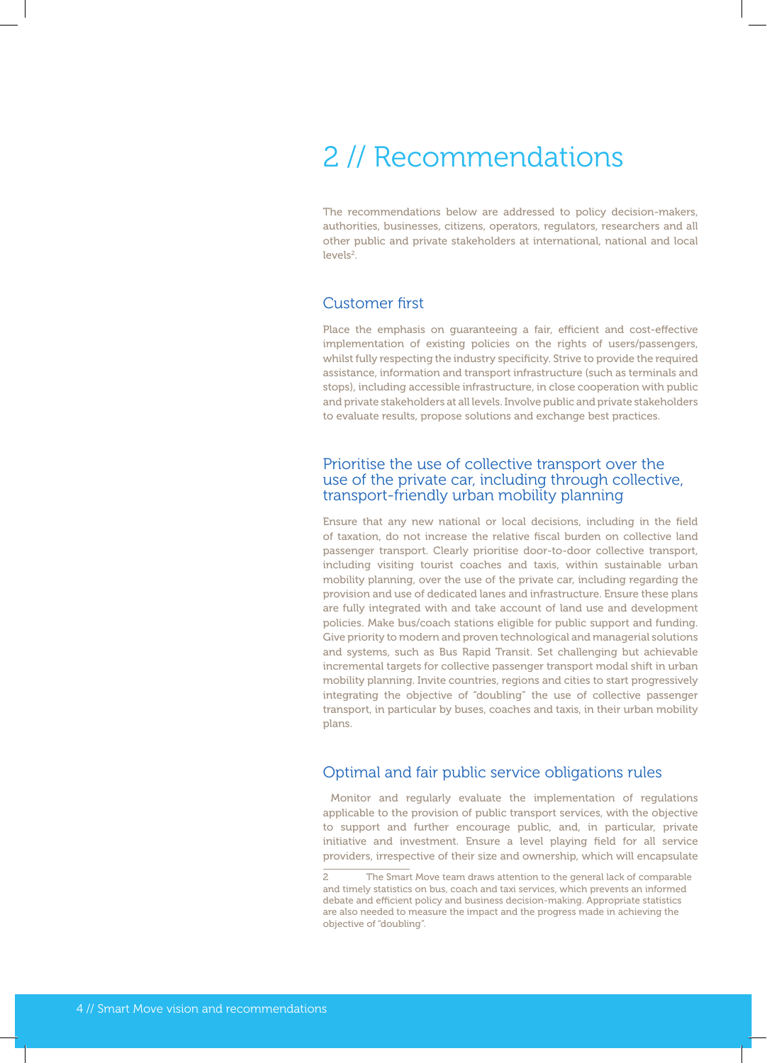# 2 // Recommendations

The recommendations below are addressed to policy decision-makers, authorities, businesses, citizens, operators, regulators, researchers and all other public and private stakeholders at international, national and local levels[2].

## Customer first

Place the emphasis on guaranteeing a fair, efficient and cost-effective implementation of existing policies on the rights of users/passengers, whilst fully respecting the industry specificity. Strive to provide the required assistance, information and transport infrastructure (such as terminals and stops), including accessible infrastructure, in close cooperation with public and private stakeholders at all levels. Involve public and private stakeholders to evaluate results, propose solutions and exchange best practices.

## Prioritise the use of collective transport over the use of the private car, including through collective, transport-friendly urban mobility planning

Ensure that any new national or local decisions, including in the field of taxation, do not increase the relative fiscal burden on collective land passenger transport. Clearly prioritise door-to-door collective transport, including visiting tourist coaches and taxis, within sustainable urban mobility planning, over the use of the private car, including regarding the provision and use of dedicated lanes and infrastructure. Ensure these plans are fully integrated with and take account of land use and development policies. Make bus/coach stations eligible for public support and funding. Give priority to modern and proven technological and managerial solutions and systems, such as Bus Rapid Transit. Set challenging but achievable incremental targets for collective passenger transport modal shift in urban mobility planning. Invite countries, regions and cities to start progressively integrating the objective of "doubling" the use of collective passenger transport, in particular by buses, coaches and taxis, in their urban mobility plans.

## Optimal and fair public service obligations rules

Monitor and regularly evaluate the implementation of regulations applicable to the provision of public transport services, with the objective to support and further encourage public, and, in particular, private initiative and investment. Ensure a level playing field for all service providers, irrespective of their size and ownership, which will encapsulate

---

2 The Smart Move team draws attention to the general lack of comparable and timely statistics on bus, coach and taxi services, which prevents an informed debate and efficient policy and business decision-making. Appropriate statistics are also needed to measure the impact and the progress made in achieving the objective of "doubling".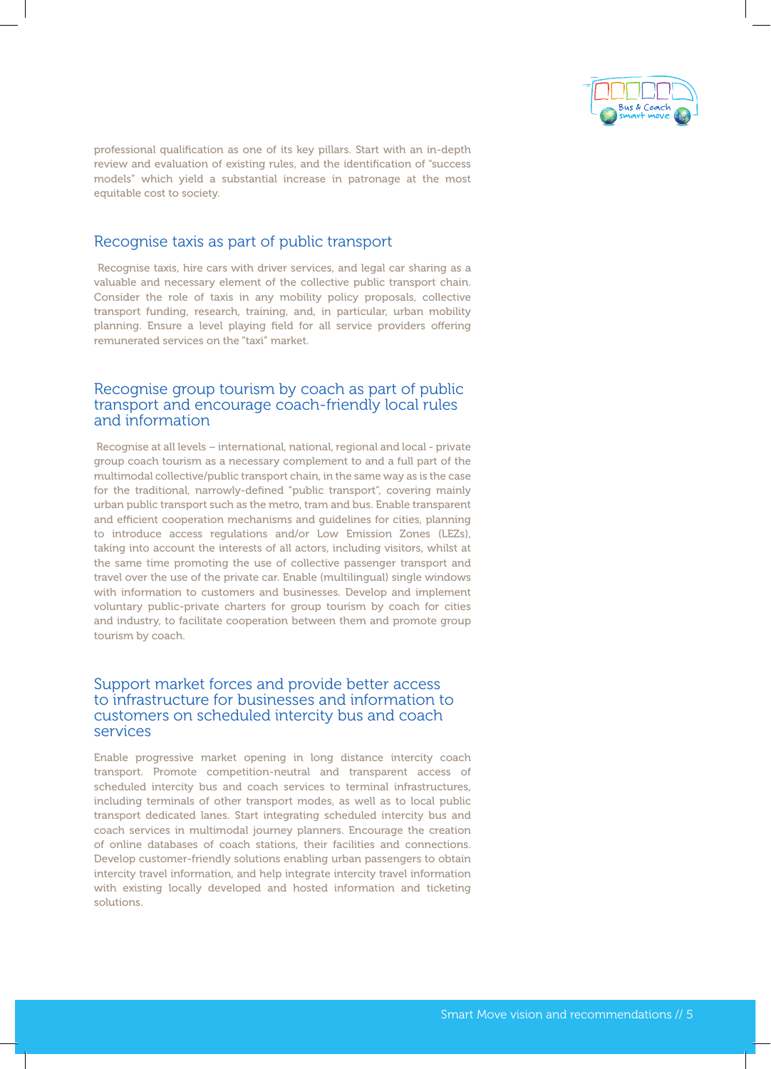professional qualification as one of its key pillars. Start with an in-depth review and evaluation of existing rules, and the identification of "success models" which yield a substantial increase in patronage at the most equitable cost to society.

## Recognise taxis as part of public transport

Recognise taxis, hire cars with driver services, and legal car sharing as a valuable and necessary element of the collective public transport chain. Consider the role of taxis in any mobility policy proposals, collective transport funding, research, training, and, in particular, urban mobility planning. Ensure a level playing field for all service providers offering remunerated services on the "taxi" market.

## Recognise group tourism by coach as part of public transport and encourage coach-friendly local rules and information

Recognise at all levels – international, national, regional and local - private group coach tourism as a necessary complement to and a full part of the multimodal collective/public transport chain, in the same way as is the case for the traditional, narrowly-defined "public transport", covering mainly urban public transport such as the metro, tram and bus. Enable transparent and efficient cooperation mechanisms and guidelines for cities, planning to introduce access regulations and/or Low Emission Zones (LEZs), taking into account the interests of all actors, including visitors, whilst at the same time promoting the use of collective passenger transport and travel over the use of the private car. Enable (multilingual) single windows with information to customers and businesses. Develop and implement voluntary public-private charters for group tourism by coach for cities and industry, to facilitate cooperation between them and promote group tourism by coach.

## Support market forces and provide better access to infrastructure for businesses and information to customers on scheduled intercity bus and coach services

Enable progressive market opening in long distance intercity coach transport. Promote competition-neutral and transparent access of scheduled intercity bus and coach services to terminal infrastructures, including terminals of other transport modes, as well as to local public transport dedicated lanes. Start integrating scheduled intercity bus and coach services in multimodal journey planners. Encourage the creation of online databases of coach stations, their facilities and connections. Develop customer-friendly solutions enabling urban passengers to obtain intercity travel information, and help integrate intercity travel information with existing locally developed and hosted information and ticketing solutions.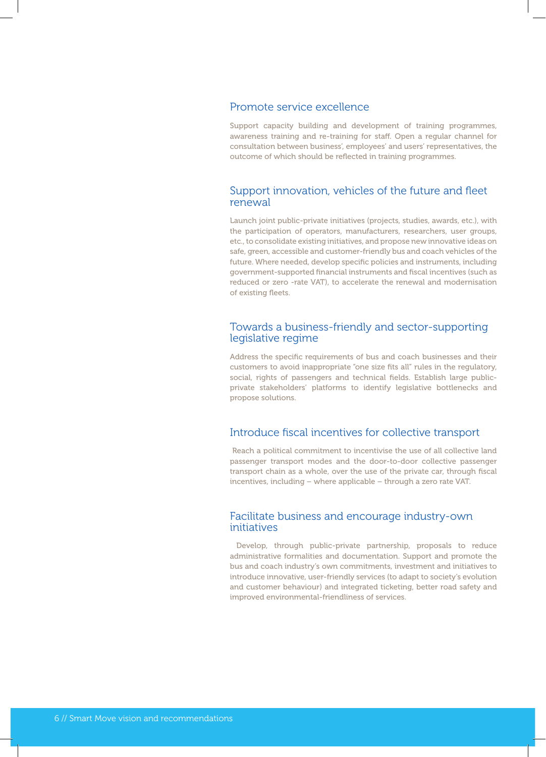## Promote service excellence

Support capacity building and development of training programmes, awareness training and re-training for staff. Open a regular channel for consultation between business', employees' and users' representatives, the outcome of which should be reflected in training programmes.

## Support innovation, vehicles of the future and fleet renewal

Launch joint public-private initiatives (projects, studies, awards, etc.), with the participation of operators, manufacturers, researchers, user groups, etc., to consolidate existing initiatives, and propose new innovative ideas on safe, green, accessible and customer-friendly bus and coach vehicles of the future. Where needed, develop specific policies and instruments, including government-supported financial instruments and fiscal incentives (such as reduced or zero -rate VAT), to accelerate the renewal and modernisation of existing fleets.

## Towards a business-friendly and sector-supporting legislative regime

Address the specific requirements of bus and coach businesses and their customers to avoid inappropriate "one size fits all" rules in the regulatory, social, rights of passengers and technical fields. Establish large public-private stakeholders' platforms to identify legislative bottlenecks and propose solutions.

## Introduce fiscal incentives for collective transport

Reach a political commitment to incentivise the use of all collective land passenger transport modes and the door-to-door collective passenger transport chain as a whole, over the use of the private car, through fiscal incentives, including – where applicable – through a zero rate VAT.

## Facilitate business and encourage industry-own initiatives

Develop, through public-private partnership, proposals to reduce administrative formalities and documentation. Support and promote the bus and coach industry's own commitments, investment and initiatives to introduce innovative, user-friendly services (to adapt to society's evolution and customer behaviour) and integrated ticketing, better road safety and improved environmental-friendliness of services.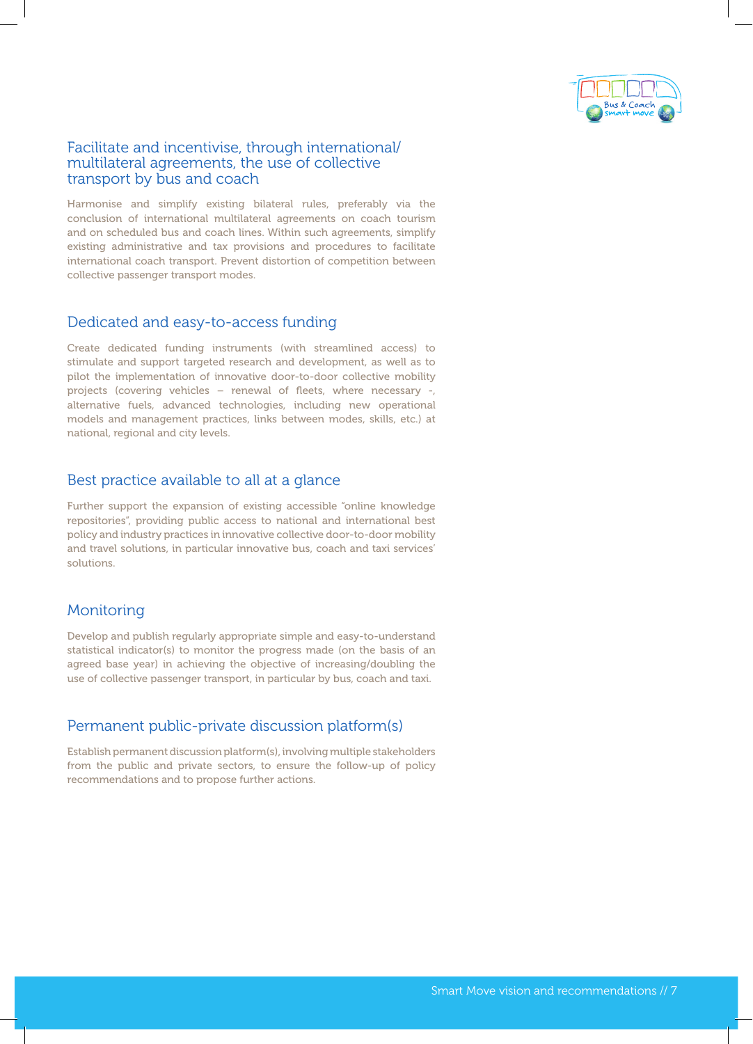## Facilitate and incentivise, through international/multilateral agreements, the use of collective transport by bus and coach

Harmonise and simplify existing bilateral rules, preferably via the conclusion of international multilateral agreements on coach tourism and on scheduled bus and coach lines. Within such agreements, simplify existing administrative and tax provisions and procedures to facilitate international coach transport. Prevent distortion of competition between collective passenger transport modes.

## Dedicated and easy-to-access funding

Create dedicated funding instruments (with streamlined access) to stimulate and support targeted research and development, as well as to pilot the implementation of innovative door-to-door collective mobility projects (covering vehicles – renewal of fleets, where necessary -, alternative fuels, advanced technologies, including new operational models and management practices, links between modes, skills, etc.) at national, regional and city levels.

## Best practice available to all at a glance

Further support the expansion of existing accessible "online knowledge repositories", providing public access to national and international best policy and industry practices in innovative collective door-to-door mobility and travel solutions, in particular innovative bus, coach and taxi services' solutions.

## Monitoring

Develop and publish regularly appropriate simple and easy-to-understand statistical indicator(s) to monitor the progress made (on the basis of an agreed base year) in achieving the objective of increasing/doubling the use of collective passenger transport, in particular by bus, coach and taxi.

## Permanent public-private discussion platform(s)

Establish permanent discussion platform(s), involving multiple stakeholders from the public and private sectors, to ensure the follow-up of policy recommendations and to propose further actions.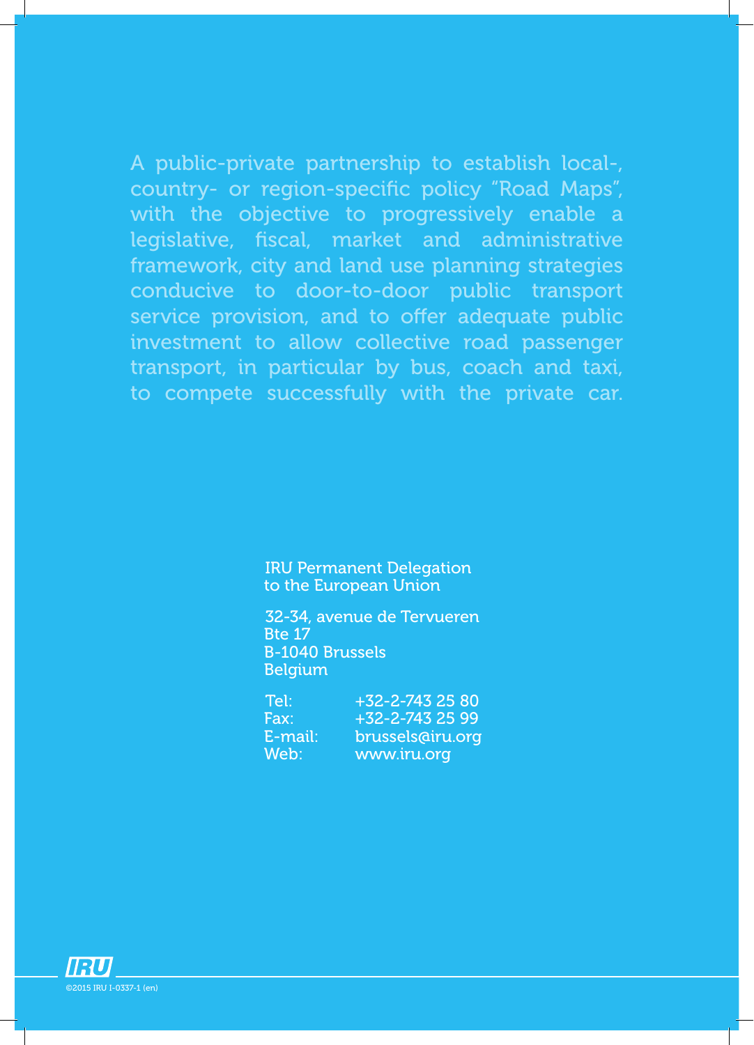A public-private partnership to establish local-, country- or region-specific policy "Road Maps", with the objective to progressively enable a legislative, fiscal, market and administrative framework, city and land use planning strategies conducive to door-to-door public transport service provision, and to offer adequate public investment to allow collective road passenger transport, in particular by bus, coach and taxi, to compete successfully with the private car.

IRU Permanent Delegation
to the European Union

32-34, avenue de Tervueren
Bte 17
B-1040 Brussels
Belgium

| | |
|---|---|
| Tel: | +32-2-743 25 80 |
| Fax: | +32-2-743 25 99 |
| E-mail: | brussels@iru.org |
| Web: | www.iru.org |

IRU

©2015 IRU I-0337-1 (en)